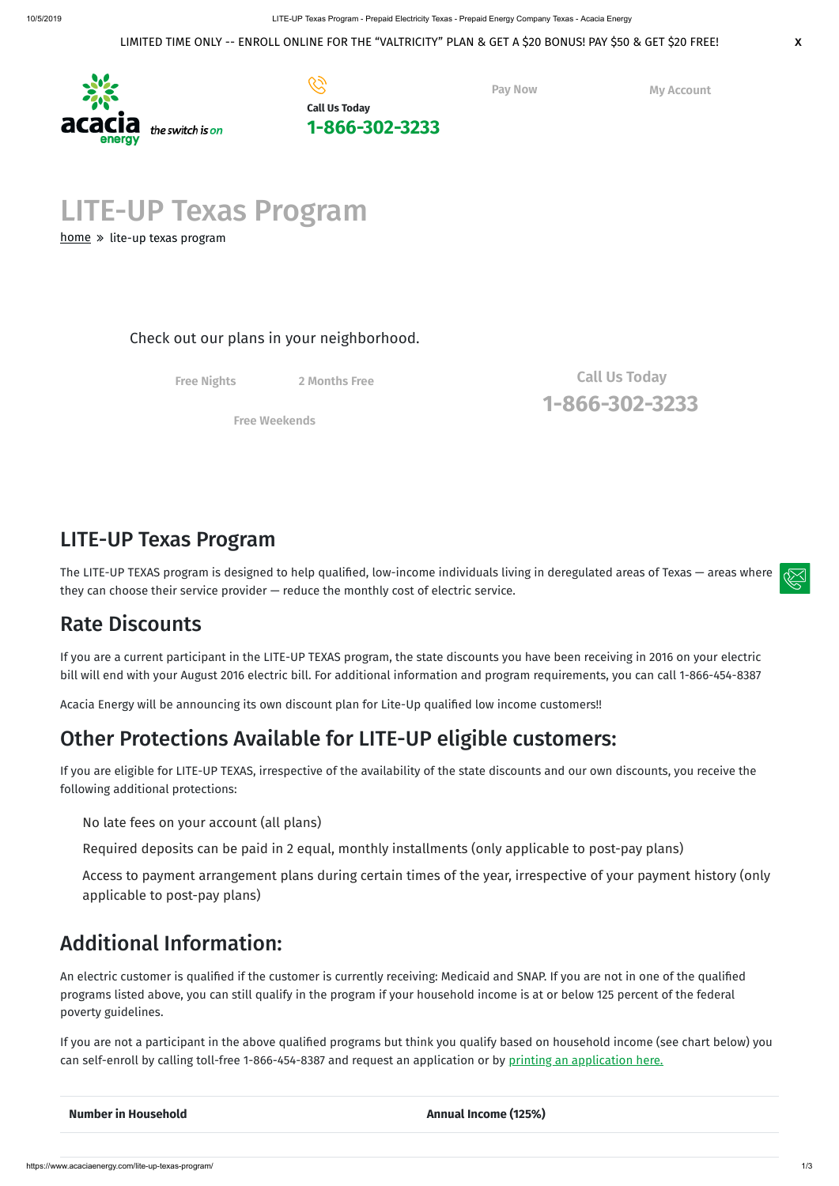LIMITED TIME ONLY -- ENROLL ONLINE FOR THE "VALTRICITY" PLAN & GET A $20 BONUS! PAY $50 & GET $20 FREE!

acacia energy *the switch is on*

Call Us Today
**1-866-302-3233**

Pay Now

My Account

# LITE-UP Texas Program

home » lite-up texas program

Check out our plans in your neighborhood.

Free Nights

2 Months Free

Free Weekends

Call Us Today
**1-866-302-3233**

## LITE-UP Texas Program

The LITE-UP TEXAS program is designed to help qualified, low-income individuals living in deregulated areas of Texas — areas where they can choose their service provider — reduce the monthly cost of electric service.

## Rate Discounts

If you are a current participant in the LITE-UP TEXAS program, the state discounts you have been receiving in 2016 on your electric bill will end with your August 2016 electric bill. For additional information and program requirements, you can call 1-866-454-8387

Acacia Energy will be announcing its own discount plan for Lite-Up qualified low income customers!!

## Other Protections Available for LITE-UP eligible customers:

If you are eligible for LITE-UP TEXAS, irrespective of the availability of the state discounts and our own discounts, you receive the following additional protections:

- No late fees on your account (all plans)
- Required deposits can be paid in 2 equal, monthly installments (only applicable to post-pay plans)
- Access to payment arrangement plans during certain times of the year, irrespective of your payment history (only applicable to post-pay plans)

## Additional Information:

An electric customer is qualified if the customer is currently receiving: Medicaid and SNAP. If you are not in one of the qualified programs listed above, you can still qualify in the program if your household income is at or below 125 percent of the federal poverty guidelines.

If you are not a participant in the above qualified programs but think you qualify based on household income (see chart below) you can self-enroll by calling toll-free 1-866-454-8387 and request an application or by printing an application here.

| Number in Household | Annual Income (125%) |
| --- | --- |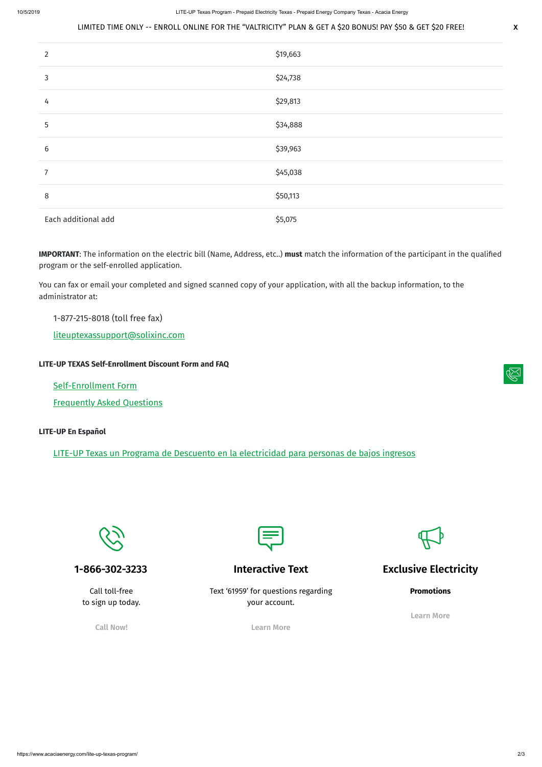LIMITED TIME ONLY -- ENROLL ONLINE FOR THE "VALTRICITY" PLAN & GET A $20 BONUS! PAY $50 & GET $20 FREE!

| | |
|---|---|
| 2 | $19,663 |
| 3 | $24,738 |
| 4 | $29,813 |
| 5 | $34,888 |
| 6 | $39,963 |
| 7 | $45,038 |
| 8 | $50,113 |
| Each additional add | $5,075 |

**IMPORTANT**: The information on the electric bill (Name, Address, etc..) **must** match the information of the participant in the qualified program or the self-enrolled application.

You can fax or email your completed and signed scanned copy of your application, with all the backup information, to the administrator at:

1-877-215-8018 (toll free fax)

liteuptexassupport@solixinc.com

**LITE-UP TEXAS Self-Enrollment Discount Form and FAQ**

Self-Enrollment Form

Frequently Asked Questions

**LITE-UP En Español**

LITE-UP Texas un Programa de Descuento en la electricidad para personas de bajos ingresos

**1-866-302-3233**

Call toll-free to sign up today.

Call Now!

**Interactive Text**

Text '61959' for questions regarding your account.

Learn More

**Exclusive Electricity**

**Promotions**

Learn More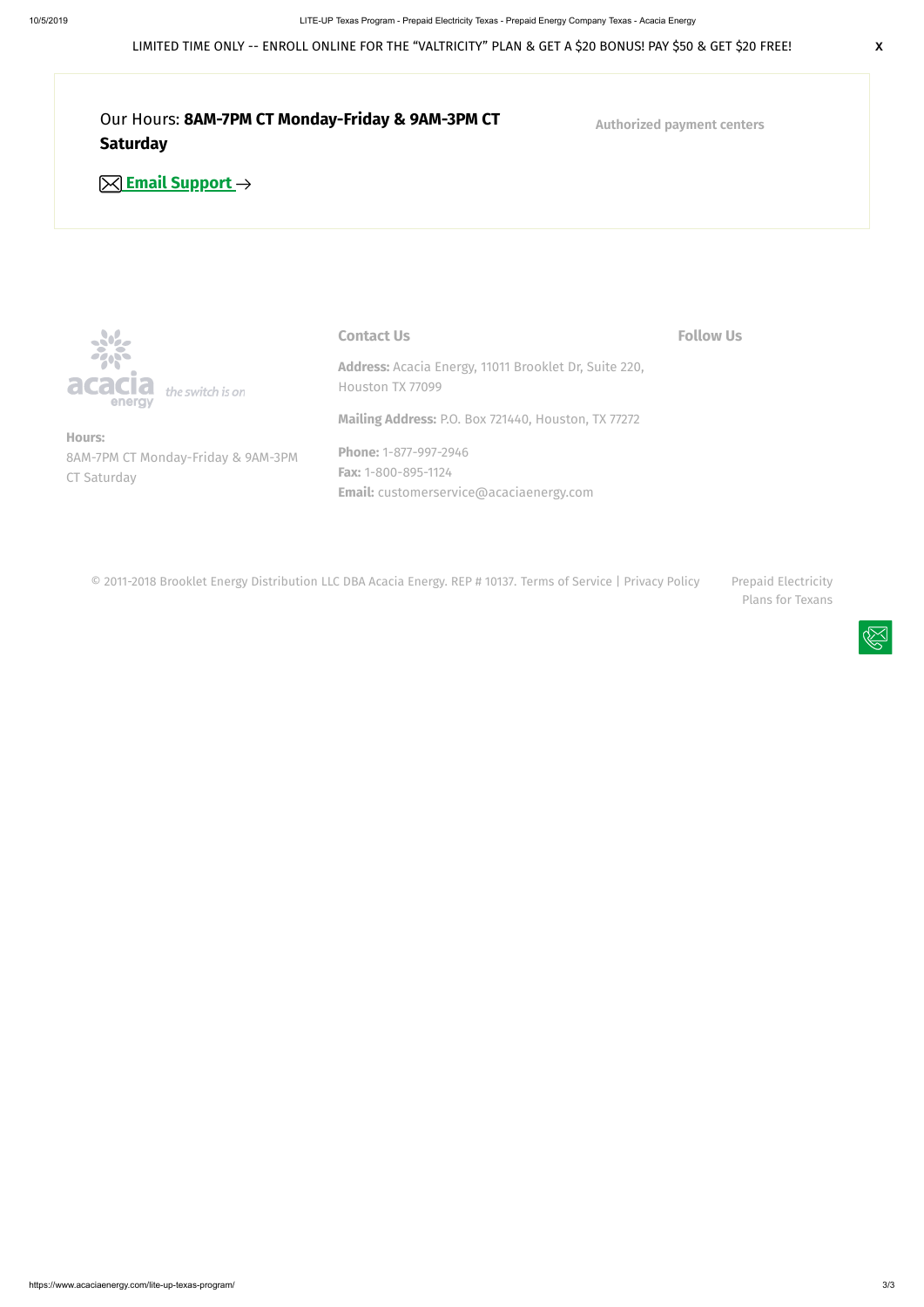LIMITED TIME ONLY -- ENROLL ONLINE FOR THE "VALTRICITY" PLAN & GET A $20 BONUS! PAY $50 & GET $20 FREE! X

Our Hours: **8AM-7PM CT Monday-Friday & 9AM-3PM CT Saturday**

**Email Support** →

**Authorized payment centers**

acacia energy *the switch is on*

**Hours:**
8AM-7PM CT Monday-Friday & 9AM-3PM CT Saturday

**Contact Us**

**Address:** Acacia Energy, 11011 Brooklet Dr, Suite 220, Houston TX 77099

**Mailing Address:** P.O. Box 721440, Houston, TX 77272

**Phone:** 1-877-997-2946
**Fax:** 1-800-895-1124
**Email:** customerservice@acaciaenergy.com

**Follow Us**

© 2011-2018 Brooklet Energy Distribution LLC DBA Acacia Energy. REP # 10137. Terms of Service | Privacy Policy

Prepaid Electricity Plans for Texans